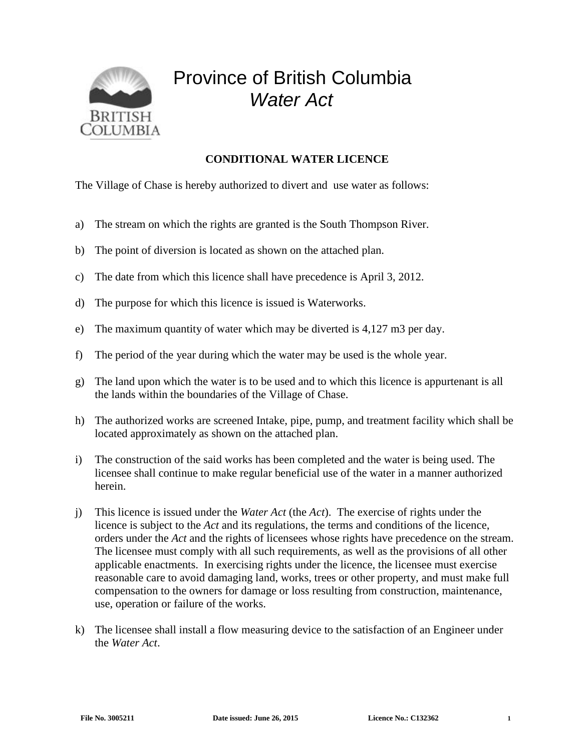# Province of British Columbia
## *Water Act*

**CONDITIONAL WATER LICENCE**

The Village of Chase is hereby authorized to divert and use water as follows:

a) The stream on which the rights are granted is the South Thompson River.

b) The point of diversion is located as shown on the attached plan.

c) The date from which this licence shall have precedence is April 3, 2012.

d) The purpose for which this licence is issued is Waterworks.

e) The maximum quantity of water which may be diverted is 4,127 m3 per day.

f) The period of the year during which the water may be used is the whole year.

g) The land upon which the water is to be used and to which this licence is appurtenant is all the lands within the boundaries of the Village of Chase.

h) The authorized works are screened Intake, pipe, pump, and treatment facility which shall be located approximately as shown on the attached plan.

i) The construction of the said works has been completed and the water is being used. The licensee shall continue to make regular beneficial use of the water in a manner authorized herein.

j) This licence is issued under the *Water Act* (the *Act*). The exercise of rights under the licence is subject to the *Act* and its regulations, the terms and conditions of the licence, orders under the *Act* and the rights of licensees whose rights have precedence on the stream. The licensee must comply with all such requirements, as well as the provisions of all other applicable enactments. In exercising rights under the licence, the licensee must exercise reasonable care to avoid damaging land, works, trees or other property, and must make full compensation to the owners for damage or loss resulting from construction, maintenance, use, operation or failure of the works.

k) The licensee shall install a flow measuring device to the satisfaction of an Engineer under the *Water Act*.

**File No. 3005211** **Date issued: June 26, 2015** **Licence No.: C132362**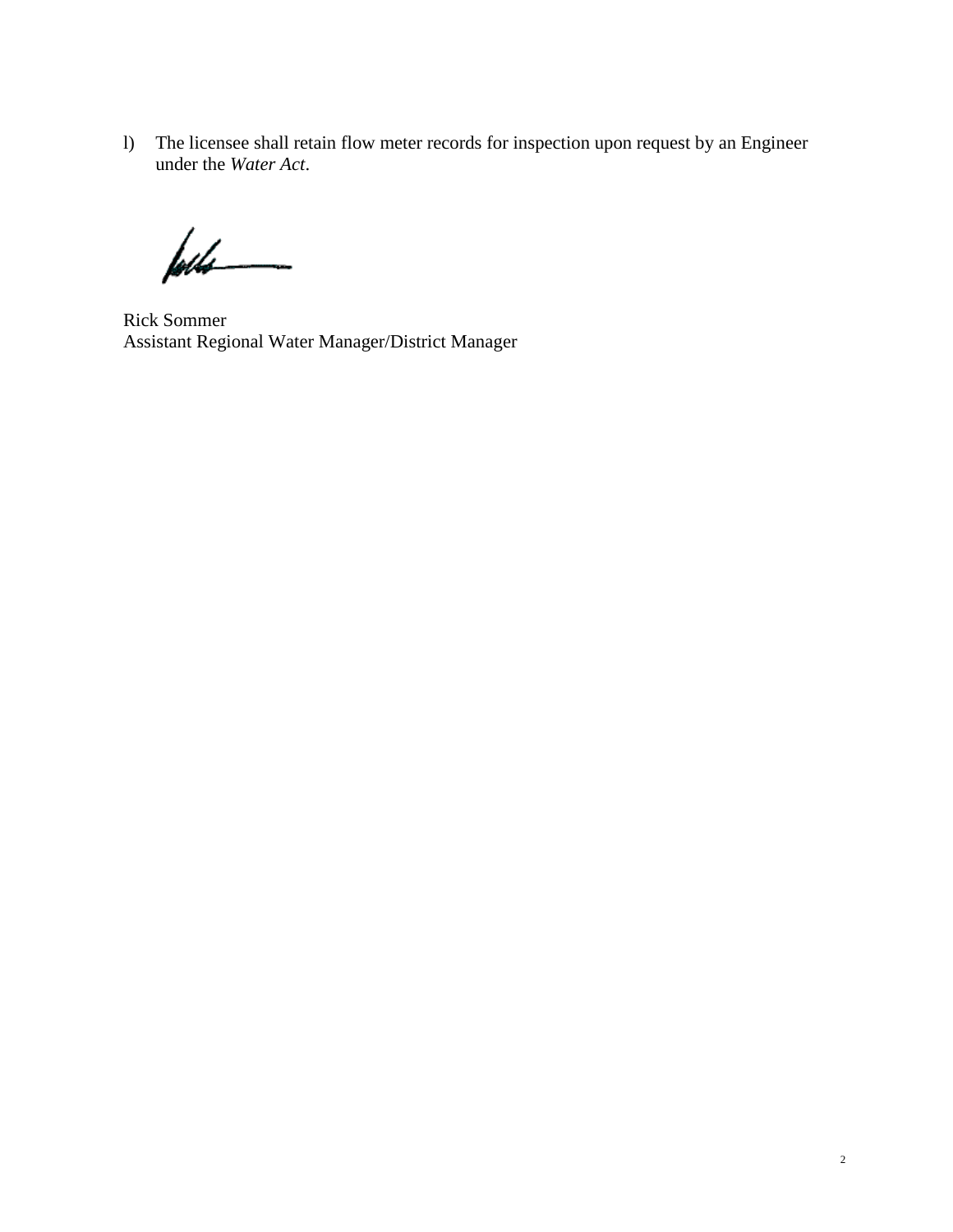l) The licensee shall retain flow meter records for inspection upon request by an Engineer under the *Water Act*.

Rick Sommer
Assistant Regional Water Manager/District Manager